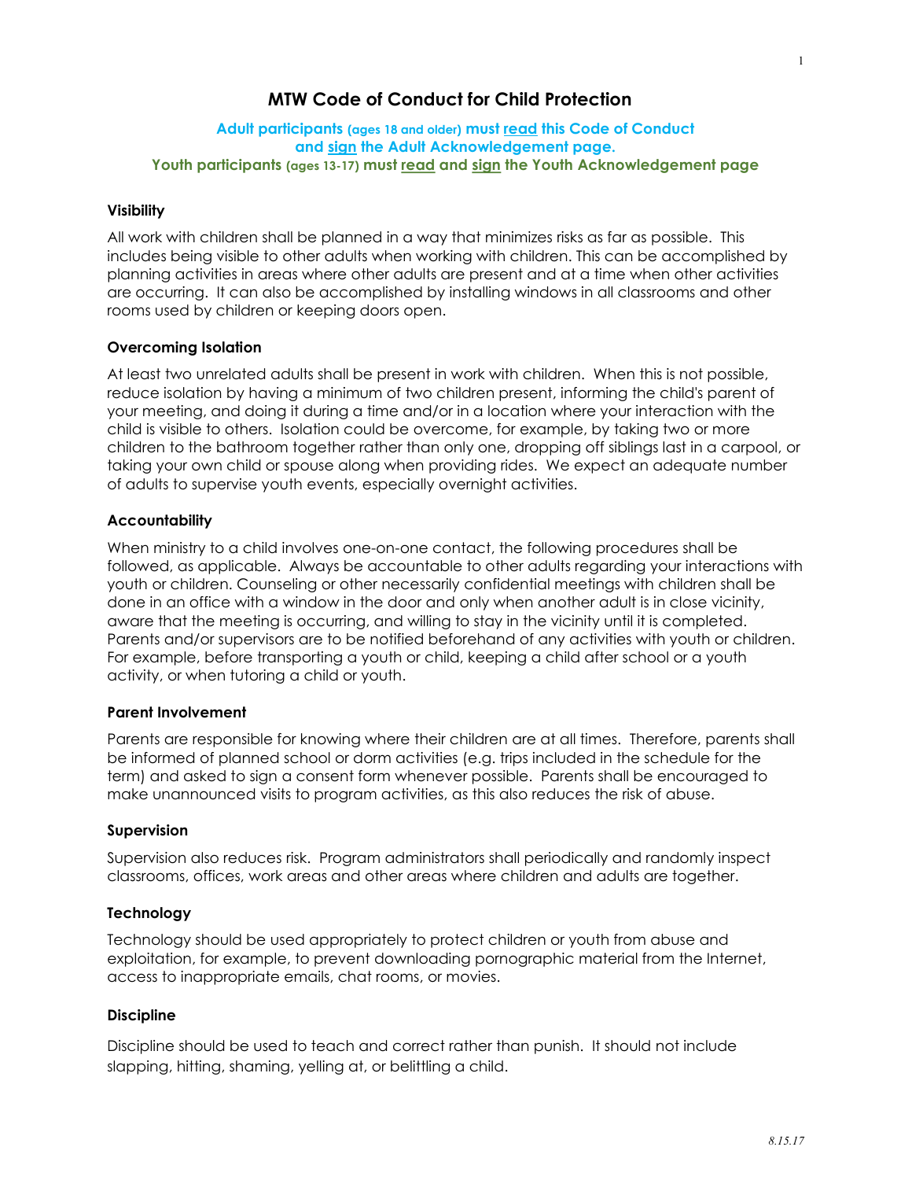# MTW Code of Conduct for Child Protection

**Adult participants (ages 18 and older) must <u>read</u> this Code of Conduct and <u>sign</u> the Adult Acknowledgement page.**
**Youth participants (ages 13-17) must <u>read</u> and <u>sign</u> the Youth Acknowledgement page**

### Visibility

All work with children shall be planned in a way that minimizes risks as far as possible. This includes being visible to other adults when working with children. This can be accomplished by planning activities in areas where other adults are present and at a time when other activities are occurring. It can also be accomplished by installing windows in all classrooms and other rooms used by children or keeping doors open.

### Overcoming Isolation

At least two unrelated adults shall be present in work with children. When this is not possible, reduce isolation by having a minimum of two children present, informing the child's parent of your meeting, and doing it during a time and/or in a location where your interaction with the child is visible to others. Isolation could be overcome, for example, by taking two or more children to the bathroom together rather than only one, dropping off siblings last in a carpool, or taking your own child or spouse along when providing rides. We expect an adequate number of adults to supervise youth events, especially overnight activities.

### Accountability

When ministry to a child involves one-on-one contact, the following procedures shall be followed, as applicable. Always be accountable to other adults regarding your interactions with youth or children. Counseling or other necessarily confidential meetings with children shall be done in an office with a window in the door and only when another adult is in close vicinity, aware that the meeting is occurring, and willing to stay in the vicinity until it is completed. Parents and/or supervisors are to be notified beforehand of any activities with youth or children. For example, before transporting a youth or child, keeping a child after school or a youth activity, or when tutoring a child or youth.

### Parent Involvement

Parents are responsible for knowing where their children are at all times. Therefore, parents shall be informed of planned school or dorm activities (e.g. trips included in the schedule for the term) and asked to sign a consent form whenever possible. Parents shall be encouraged to make unannounced visits to program activities, as this also reduces the risk of abuse.

### Supervision

Supervision also reduces risk. Program administrators shall periodically and randomly inspect classrooms, offices, work areas and other areas where children and adults are together.

### Technology

Technology should be used appropriately to protect children or youth from abuse and exploitation, for example, to prevent downloading pornographic material from the Internet, access to inappropriate emails, chat rooms, or movies.

### Discipline

Discipline should be used to teach and correct rather than punish. It should not include slapping, hitting, shaming, yelling at, or belittling a child.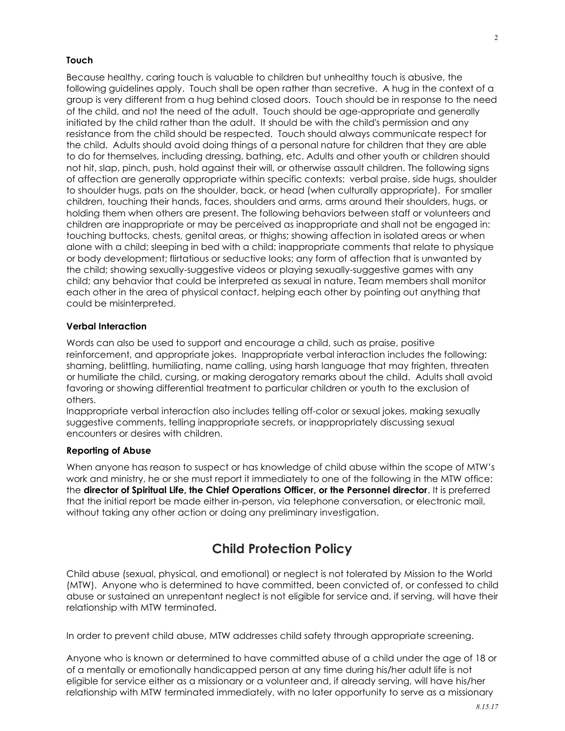### Touch

Because healthy, caring touch is valuable to children but unhealthy touch is abusive, the following guidelines apply. Touch shall be open rather than secretive. A hug in the context of a group is very different from a hug behind closed doors. Touch should be in response to the need of the child, and not the need of the adult. Touch should be age-appropriate and generally initiated by the child rather than the adult. It should be with the child's permission and any resistance from the child should be respected. Touch should always communicate respect for the child. Adults should avoid doing things of a personal nature for children that they are able to do for themselves, including dressing, bathing, etc. Adults and other youth or children should not hit, slap, pinch, push, hold against their will, or otherwise assault children. The following signs of affection are generally appropriate within specific contexts: verbal praise, side hugs, shoulder to shoulder hugs, pats on the shoulder, back, or head (when culturally appropriate). For smaller children, touching their hands, faces, shoulders and arms, arms around their shoulders, hugs, or holding them when others are present. The following behaviors between staff or volunteers and children are inappropriate or may be perceived as inappropriate and shall not be engaged in: touching buttocks, chests, genital areas, or thighs; showing affection in isolated areas or when alone with a child; sleeping in bed with a child; inappropriate comments that relate to physique or body development; flirtatious or seductive looks; any form of affection that is unwanted by the child; showing sexually-suggestive videos or playing sexually-suggestive games with any child; any behavior that could be interpreted as sexual in nature. Team members shall monitor each other in the area of physical contact, helping each other by pointing out anything that could be misinterpreted.

### Verbal Interaction

Words can also be used to support and encourage a child, such as praise, positive reinforcement, and appropriate jokes. Inappropriate verbal interaction includes the following: shaming, belittling, humiliating, name calling, using harsh language that may frighten, threaten or humiliate the child, cursing, or making derogatory remarks about the child. Adults shall avoid favoring or showing differential treatment to particular children or youth to the exclusion of others.

Inappropriate verbal interaction also includes telling off-color or sexual jokes, making sexually suggestive comments, telling inappropriate secrets, or inappropriately discussing sexual encounters or desires with children.

### Reporting of Abuse

When anyone has reason to suspect or has knowledge of child abuse within the scope of MTW's work and ministry, he or she must report it immediately to one of the following in the MTW office: the **director of Spiritual Life, the Chief Operations Officer, or the Personnel director**. It is preferred that the initial report be made either in-person, via telephone conversation, or electronic mail, without taking any other action or doing any preliminary investigation.

## Child Protection Policy

Child abuse (sexual, physical, and emotional) or neglect is not tolerated by Mission to the World (MTW). Anyone who is determined to have committed, been convicted of, or confessed to child abuse or sustained an unrepentant neglect is not eligible for service and, if serving, will have their relationship with MTW terminated.

In order to prevent child abuse, MTW addresses child safety through appropriate screening.

Anyone who is known or determined to have committed abuse of a child under the age of 18 or of a mentally or emotionally handicapped person at any time during his/her adult life is not eligible for service either as a missionary or a volunteer and, if already serving, will have his/her relationship with MTW terminated immediately, with no later opportunity to serve as a missionary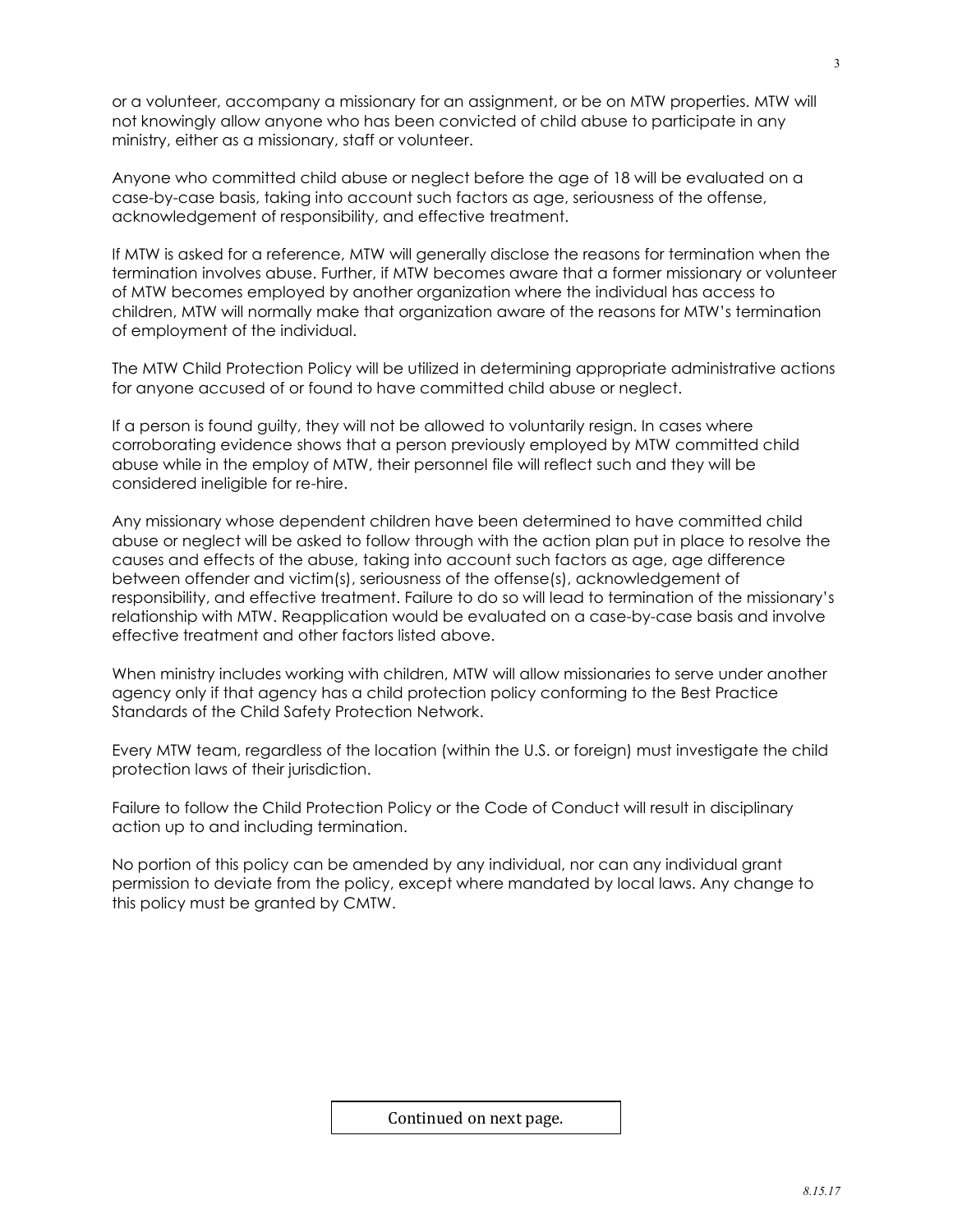or a volunteer, accompany a missionary for an assignment, or be on MTW properties. MTW will not knowingly allow anyone who has been convicted of child abuse to participate in any ministry, either as a missionary, staff or volunteer.

Anyone who committed child abuse or neglect before the age of 18 will be evaluated on a case-by-case basis, taking into account such factors as age, seriousness of the offense, acknowledgement of responsibility, and effective treatment.

If MTW is asked for a reference, MTW will generally disclose the reasons for termination when the termination involves abuse. Further, if MTW becomes aware that a former missionary or volunteer of MTW becomes employed by another organization where the individual has access to children, MTW will normally make that organization aware of the reasons for MTW's termination of employment of the individual.

The MTW Child Protection Policy will be utilized in determining appropriate administrative actions for anyone accused of or found to have committed child abuse or neglect.

If a person is found guilty, they will not be allowed to voluntarily resign. In cases where corroborating evidence shows that a person previously employed by MTW committed child abuse while in the employ of MTW, their personnel file will reflect such and they will be considered ineligible for re-hire.

Any missionary whose dependent children have been determined to have committed child abuse or neglect will be asked to follow through with the action plan put in place to resolve the causes and effects of the abuse, taking into account such factors as age, age difference between offender and victim(s), seriousness of the offense(s), acknowledgement of responsibility, and effective treatment. Failure to do so will lead to termination of the missionary's relationship with MTW. Reapplication would be evaluated on a case-by-case basis and involve effective treatment and other factors listed above.

When ministry includes working with children, MTW will allow missionaries to serve under another agency only if that agency has a child protection policy conforming to the Best Practice Standards of the Child Safety Protection Network.

Every MTW team, regardless of the location (within the U.S. or foreign) must investigate the child protection laws of their jurisdiction.

Failure to follow the Child Protection Policy or the Code of Conduct will result in disciplinary action up to and including termination.

No portion of this policy can be amended by any individual, nor can any individual grant permission to deviate from the policy, except where mandated by local laws. Any change to this policy must be granted by CMTW.

Continued on next page.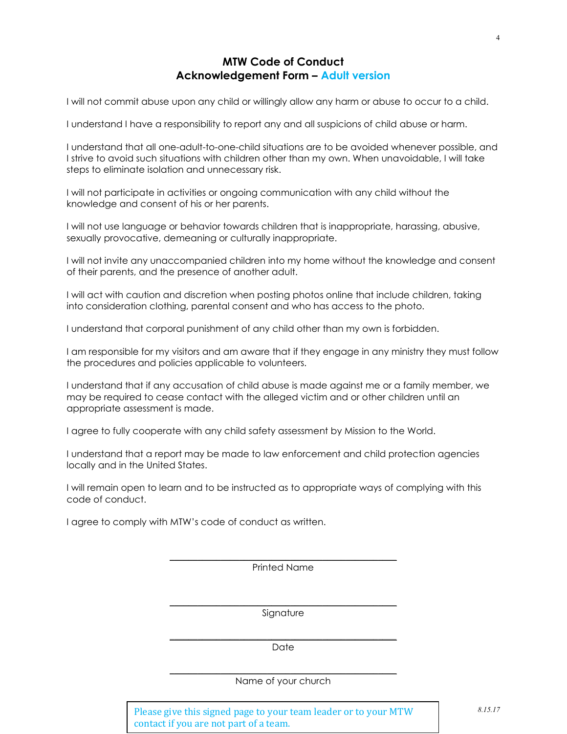## MTW Code of Conduct
## Acknowledgement Form – Adult version

I will not commit abuse upon any child or willingly allow any harm or abuse to occur to a child.

I understand I have a responsibility to report any and all suspicions of child abuse or harm.

I understand that all one-adult-to-one-child situations are to be avoided whenever possible, and I strive to avoid such situations with children other than my own. When unavoidable, I will take steps to eliminate isolation and unnecessary risk.

I will not participate in activities or ongoing communication with any child without the knowledge and consent of his or her parents.

I will not use language or behavior towards children that is inappropriate, harassing, abusive, sexually provocative, demeaning or culturally inappropriate.

I will not invite any unaccompanied children into my home without the knowledge and consent of their parents, and the presence of another adult.

I will act with caution and discretion when posting photos online that include children, taking into consideration clothing, parental consent and who has access to the photo.

I understand that corporal punishment of any child other than my own is forbidden.

I am responsible for my visitors and am aware that if they engage in any ministry they must follow the procedures and policies applicable to volunteers.

I understand that if any accusation of child abuse is made against me or a family member, we may be required to cease contact with the alleged victim and or other children until an appropriate assessment is made.

I agree to fully cooperate with any child safety assessment by Mission to the World.

I understand that a report may be made to law enforcement and child protection agencies locally and in the United States.

I will remain open to learn and to be instructed as to appropriate ways of complying with this code of conduct.

I agree to comply with MTW's code of conduct as written.

\_\_\_\_\_\_\_\_\_\_\_\_\_\_\_\_\_\_\_\_\_\_\_\_\_\_\_\_\_\_\_\_\_\_\_\_\_\_\_\_

Printed Name

\_\_\_\_\_\_\_\_\_\_\_\_\_\_\_\_\_\_\_\_\_\_\_\_\_\_\_\_\_\_\_\_\_\_\_\_\_\_\_\_

Signature

\_\_\_\_\_\_\_\_\_\_\_\_\_\_\_\_\_\_\_\_\_\_\_\_\_\_\_\_\_\_\_\_\_\_\_\_\_\_\_\_

Date

\_\_\_\_\_\_\_\_\_\_\_\_\_\_\_\_\_\_\_\_\_\_\_\_\_\_\_\_\_\_\_\_\_\_\_\_\_\_\_\_

Name of your church

Please give this signed page to your team leader or to your MTW contact if you are not part of a team.

*8.15.17*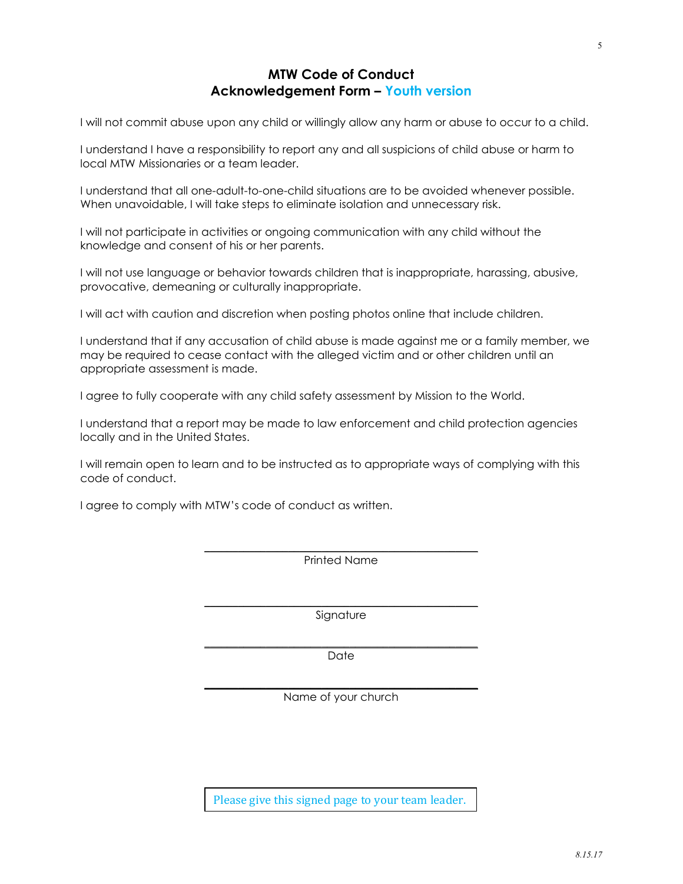# MTW Code of Conduct
# Acknowledgement Form – Youth version

I will not commit abuse upon any child or willingly allow any harm or abuse to occur to a child.

I understand I have a responsibility to report any and all suspicions of child abuse or harm to local MTW Missionaries or a team leader.

I understand that all one-adult-to-one-child situations are to be avoided whenever possible. When unavoidable, I will take steps to eliminate isolation and unnecessary risk.

I will not participate in activities or ongoing communication with any child without the knowledge and consent of his or her parents.

I will not use language or behavior towards children that is inappropriate, harassing, abusive, provocative, demeaning or culturally inappropriate.

I will act with caution and discretion when posting photos online that include children.

I understand that if any accusation of child abuse is made against me or a family member, we may be required to cease contact with the alleged victim and or other children until an appropriate assessment is made.

I agree to fully cooperate with any child safety assessment by Mission to the World.

I understand that a report may be made to law enforcement and child protection agencies locally and in the United States.

I will remain open to learn and to be instructed as to appropriate ways of complying with this code of conduct.

I agree to comply with MTW's code of conduct as written.

\_\_\_\_\_\_\_\_\_\_\_\_\_\_\_\_\_\_\_\_\_\_\_\_\_\_\_\_\_\_\_\_\_\_\_\_\_\_\_\_
Printed Name

\_\_\_\_\_\_\_\_\_\_\_\_\_\_\_\_\_\_\_\_\_\_\_\_\_\_\_\_\_\_\_\_\_\_\_\_\_\_\_\_
Signature

\_\_\_\_\_\_\_\_\_\_\_\_\_\_\_\_\_\_\_\_\_\_\_\_\_\_\_\_\_\_\_\_\_\_\_\_\_\_\_\_
Date

\_\_\_\_\_\_\_\_\_\_\_\_\_\_\_\_\_\_\_\_\_\_\_\_\_\_\_\_\_\_\_\_\_\_\_\_\_\_\_\_
Name of your church

Please give this signed page to your team leader.

*8.15.17*